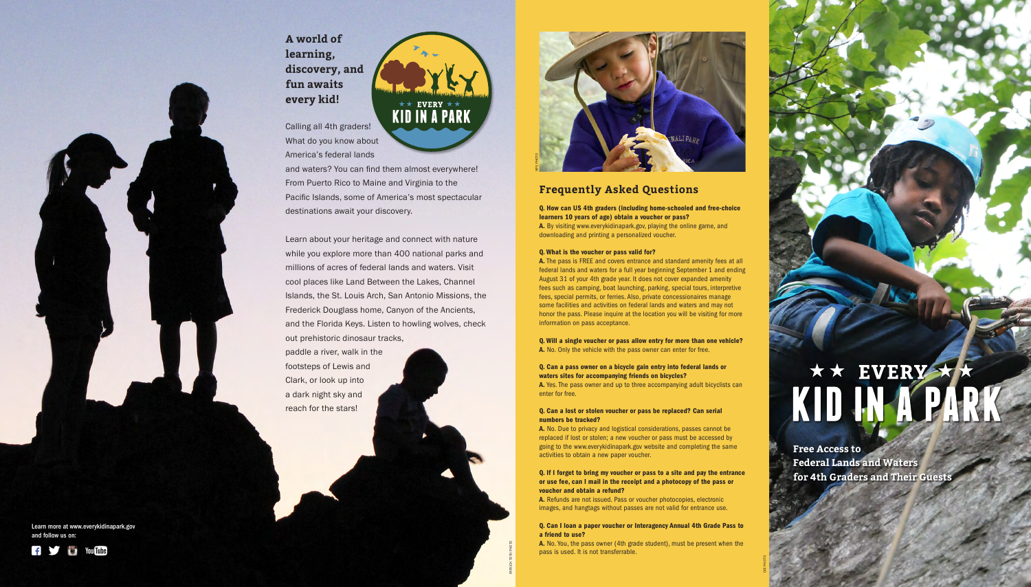## A world of learning, discovery, and fun awaits every kid!

Calling all 4th graders! What do you know about America's federal lands and waters? You can find them almost everywhere! From Puerto Rico to Maine and Virginia to the Pacific Islands, some of America's most spectacular destinations await your discovery.

Learn about your heritage and connect with nature while you explore more than 400 national parks and millions of acres of federal lands and waters. Visit cool places like Land Between the Lakes, Channel Islands, the St. Louis Arch, San Antonio Missions, the Frederick Douglass home, Canyon of the Ancients, and the Florida Keys. Listen to howling wolves, check out prehistoric dinosaur tracks, paddle a river, walk in the footsteps of Lewis and Clark, or look up into a dark night sky and reach for the stars!

Learn more at www.everykidinapark.gov and follow us on:

## Frequently Asked Questions

**Q. How can US 4th graders (including home-schooled and free-choice learners 10 years of age) obtain a voucher or pass?**
A. By visiting www.everykidinapark.gov, playing the online game, and downloading and printing a personalized voucher.

**Q. What is the voucher or pass valid for?**
A. The pass is FREE and covers entrance and standard amenity fees at all federal lands and waters for a full year beginning September 1 and ending August 31 of your 4th grade year. It does not cover expanded amenity fees such as camping, boat launching, parking, special tours, interpretive fees, special permits, or ferries. Also, private concessionaires manage some facilities and activities on federal lands and waters and may not honor the pass. Please inquire at the location you will be visiting for more information on pass acceptance.

**Q. Will a single voucher or pass allow entry for more than one vehicle?**
A. No. Only the vehicle with the pass owner can enter for free.

**Q. Can a pass owner on a bicycle gain entry into federal lands or waters sites for accompanying friends on bicycles?**
A. Yes. The pass owner and up to three accompanying adult bicyclists can enter for free.

**Q. Can a lost or stolen voucher or pass be replaced? Can serial numbers be tracked?**
A. No. Due to privacy and logistical considerations, passes cannot be replaced if lost or stolen; a new voucher or pass must be accessed by going to the www.everykidinapark.gov website and completing the same activities to obtain a new paper voucher.

**Q. If I forget to bring my voucher or pass to a site and pay the entrance or use fee, can I mail in the receipt and a photocopy of the pass or voucher and obtain a refund?**
A. Refunds are not issued. Pass or voucher photocopies, electronic images, and hangtags without passes are not valid for entrance use.

**Q. Can I loan a paper voucher or Interagency Annual 4th Grade Pass to a friend to use?**
A. No. You, the pass owner (4th grade student), must be present when the pass is used. It is not transferrable.

# ★★ EVERY ★★ KID IN A PARK

**Free Access to Federal Lands and Waters for 4th Graders and Their Guests**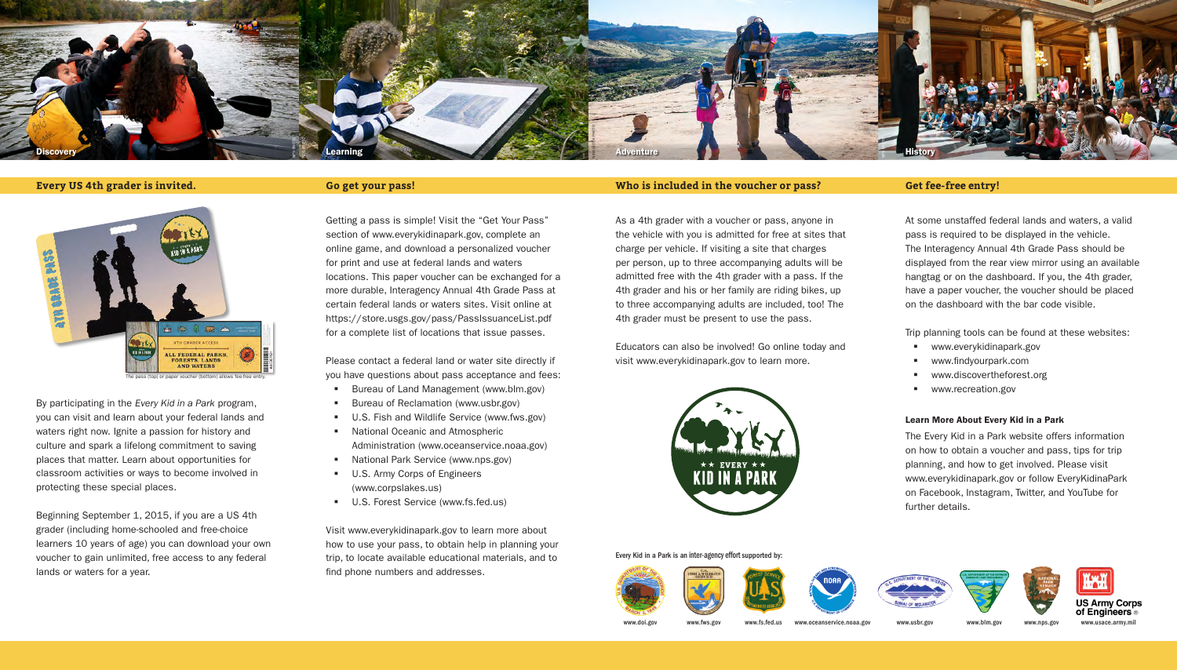Discovery

Learning

Adventure

History

## Every US 4th grader is invited.

The pass (top) or paper voucher (bottom) allows fee-free entry.

By participating in the *Every Kid in a Park* program, you can visit and learn about your federal lands and waters right now. Ignite a passion for history and culture and spark a lifelong commitment to saving places that matter. Learn about opportunities for classroom activities or ways to become involved in protecting these special places.

Beginning September 1, 2015, if you are a US 4th grader (including home-schooled and free-choice learners 10 years of age) you can download your own voucher to gain unlimited, free access to any federal lands or waters for a year.

## Go get your pass!

Getting a pass is simple! Visit the "Get Your Pass" section of www.everykidinapark.gov, complete an online game, and download a personalized voucher for print and use at federal lands and waters locations. This paper voucher can be exchanged for a more durable, Interagency Annual 4th Grade Pass at certain federal lands or waters sites. Visit online at https://store.usgs.gov/pass/PassIssuanceList.pdf for a complete list of locations that issue passes.

Please contact a federal land or water site directly if you have questions about pass acceptance and fees:

- Bureau of Land Management (www.blm.gov)
- Bureau of Reclamation (www.usbr.gov)
- U.S. Fish and Wildlife Service (www.fws.gov)
- National Oceanic and Atmospheric Administration (www.oceanservice.noaa.gov)
- National Park Service (www.nps.gov)
- U.S. Army Corps of Engineers (www.corpslakes.us)
- U.S. Forest Service (www.fs.fed.us)

Visit www.everykidinapark.gov to learn more about how to use your pass, to obtain help in planning your trip, to locate available educational materials, and to find phone numbers and addresses.

## Who is included in the voucher or pass?

As a 4th grader with a voucher or pass, anyone in the vehicle with you is admitted for free at sites that charge per vehicle. If visiting a site that charges per person, up to three accompanying adults will be admitted free with the 4th grader with a pass. If the 4th grader and his or her family are riding bikes, up to three accompanying adults are included, too! The 4th grader must be present to use the pass.

Educators can also be involved! Go online today and visit www.everykidinapark.gov to learn more.

Every Kid in a Park is an inter-agency effort supported by:

www.doi.gov www.fws.gov www.fs.fed.us www.oceanservice.noaa.gov www.usbr.gov www.blm.gov www.nps.gov www.usace.army.mil

## Get fee-free entry!

At some unstaffed federal lands and waters, a valid pass is required to be displayed in the vehicle. The Interagency Annual 4th Grade Pass should be displayed from the rear view mirror using an available hangtag or on the dashboard. If you, the 4th grader, have a paper voucher, the voucher should be placed on the dashboard with the bar code visible.

Trip planning tools can be found at these websites:

- www.everykidinapark.gov
- www.findyourpark.com
- www.discovertheforest.org
- www.recreation.gov

### Learn More About Every Kid in a Park

The Every Kid in a Park website offers information on how to obtain a voucher and pass, tips for trip planning, and how to get involved. Please visit www.everykidinapark.gov or follow EveryKidinaPark on Facebook, Instagram, Twitter, and YouTube for further details.